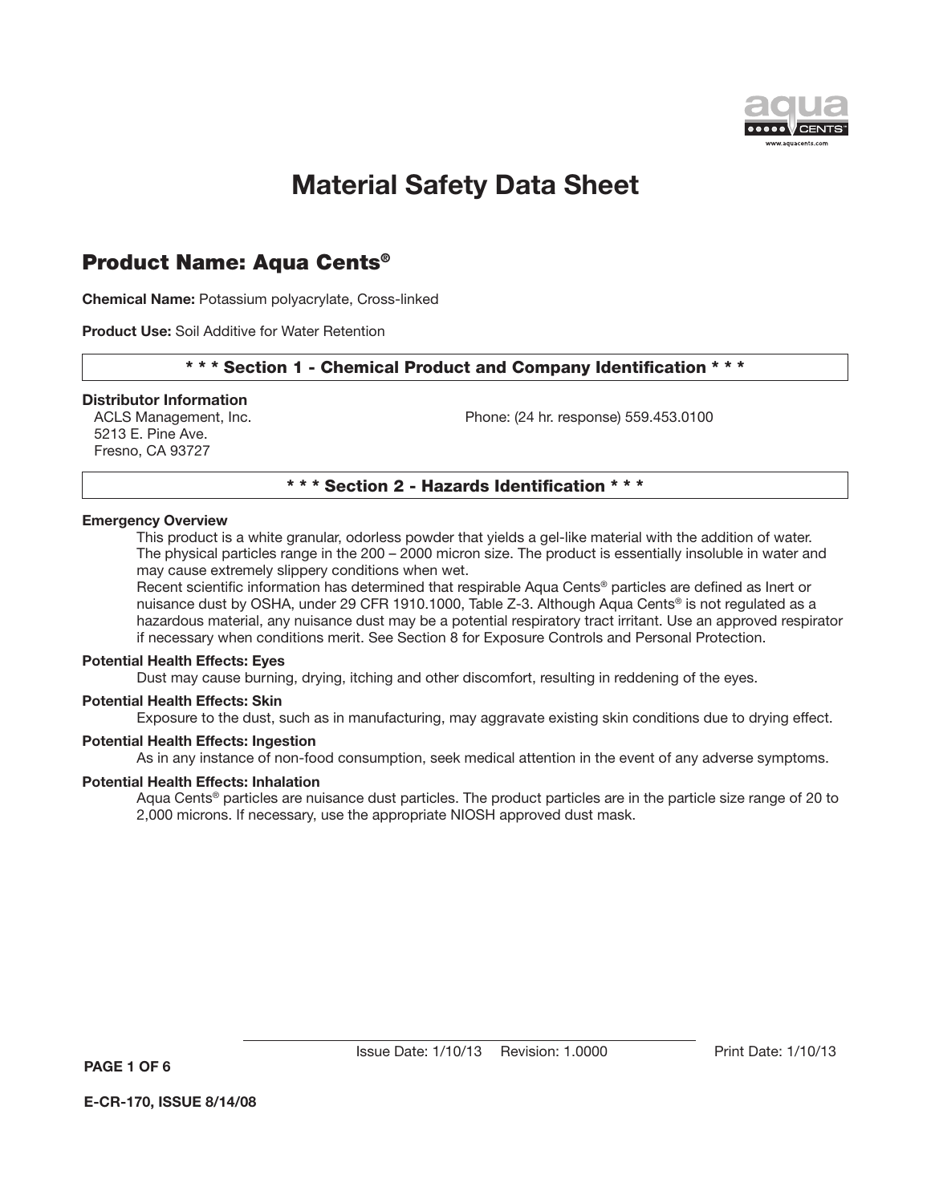# Material Safety Data Sheet

## Product Name: Aqua Cents®

**Chemical Name:** Potassium polyacrylate, Cross-linked

**Product Use:** Soil Additive for Water Retention

### * * * Section 1 - Chemical Product and Company Identification * * *

**Distributor Information**

ACLS Management, Inc.
5213 E. Pine Ave.
Fresno, CA 93727

Phone: (24 hr. response) 559.453.0100

### * * * Section 2 - Hazards Identification * * *

**Emergency Overview**

This product is a white granular, odorless powder that yields a gel-like material with the addition of water. The physical particles range in the 200 – 2000 micron size. The product is essentially insoluble in water and may cause extremely slippery conditions when wet.

Recent scientific information has determined that respirable Aqua Cents® particles are defined as Inert or nuisance dust by OSHA, under 29 CFR 1910.1000, Table Z-3. Although Aqua Cents® is not regulated as a hazardous material, any nuisance dust may be a potential respiratory tract irritant. Use an approved respirator if necessary when conditions merit. See Section 8 for Exposure Controls and Personal Protection.

**Potential Health Effects: Eyes**

Dust may cause burning, drying, itching and other discomfort, resulting in reddening of the eyes.

**Potential Health Effects: Skin**

Exposure to the dust, such as in manufacturing, may aggravate existing skin conditions due to drying effect.

**Potential Health Effects: Ingestion**

As in any instance of non-food consumption, seek medical attention in the event of any adverse symptoms.

**Potential Health Effects: Inhalation**

Aqua Cents® particles are nuisance dust particles. The product particles are in the particle size range of 20 to 2,000 microns. If necessary, use the appropriate NIOSH approved dust mask.

Issue Date: 1/10/13 Revision: 1.0000 Print Date: 1/10/13

E-CR-170, ISSUE 8/14/08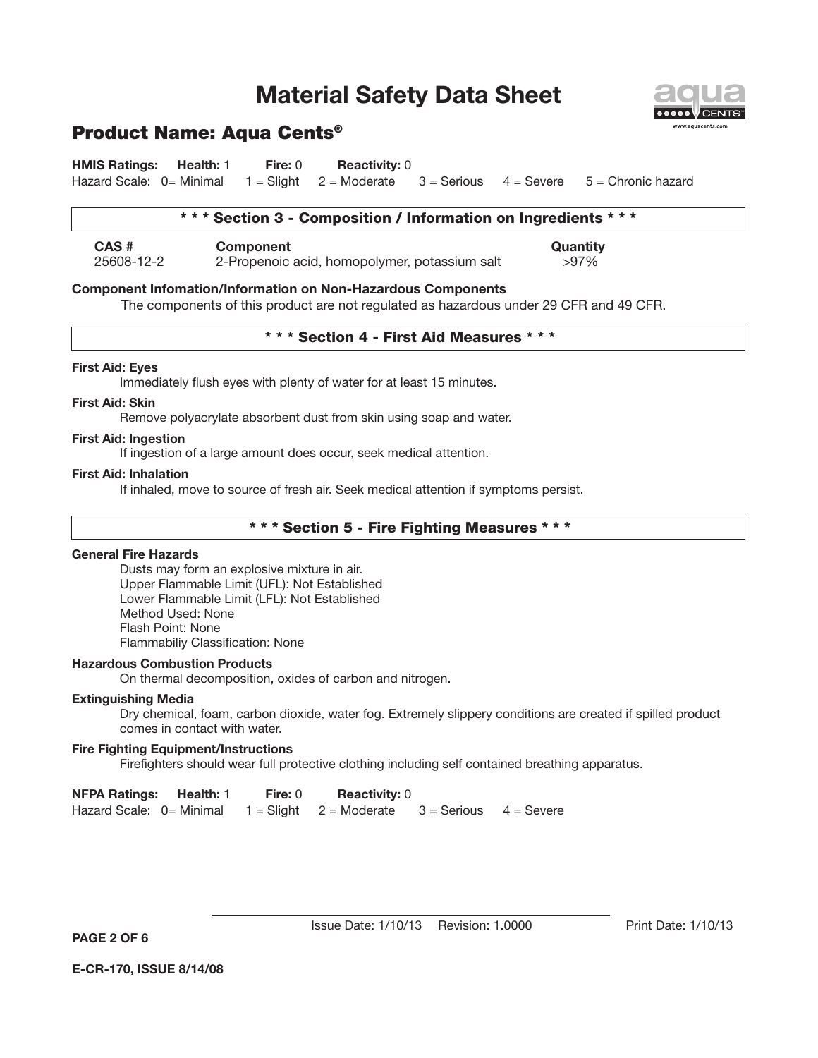# Material Safety Data Sheet

## Product Name: Aqua Cents®

**HMIS Ratings:** **Health:** 1 **Fire:** 0 **Reactivity:** 0
Hazard Scale: 0= Minimal 1 = Slight 2 = Moderate 3 = Serious 4 = Severe 5 = Chronic hazard

## * * * Section 3 - Composition / Information on Ingredients * * *

| CAS # | Component | Quantity |
|---|---|---|
| 25608-12-2 | 2-Propenoic acid, homopolymer, potassium salt | >97% |

**Component Infomation/Information on Non-Hazardous Components**

The components of this product are not regulated as hazardous under 29 CFR and 49 CFR.

## * * * Section 4 - First Aid Measures * * *

**First Aid: Eyes**

Immediately flush eyes with plenty of water for at least 15 minutes.

**First Aid: Skin**

Remove polyacrylate absorbent dust from skin using soap and water.

**First Aid: Ingestion**

If ingestion of a large amount does occur, seek medical attention.

**First Aid: Inhalation**

If inhaled, move to source of fresh air. Seek medical attention if symptoms persist.

## * * * Section 5 - Fire Fighting Measures * * *

**General Fire Hazards**

Dusts may form an explosive mixture in air.
Upper Flammable Limit (UFL): Not Established
Lower Flammable Limit (LFL): Not Established
Method Used: None
Flash Point: None
Flammabiliy Classification: None

**Hazardous Combustion Products**

On thermal decomposition, oxides of carbon and nitrogen.

**Extinguishing Media**

Dry chemical, foam, carbon dioxide, water fog. Extremely slippery conditions are created if spilled product comes in contact with water.

**Fire Fighting Equipment/Instructions**

Firefighters should wear full protective clothing including self contained breathing apparatus.

**NFPA Ratings:** **Health:** 1 **Fire:** 0 **Reactivity:** 0
Hazard Scale: 0= Minimal 1 = Slight 2 = Moderate 3 = Serious 4 = Severe

Issue Date: 1/10/13 Revision: 1.0000 Print Date: 1/10/13

E-CR-170, ISSUE 8/14/08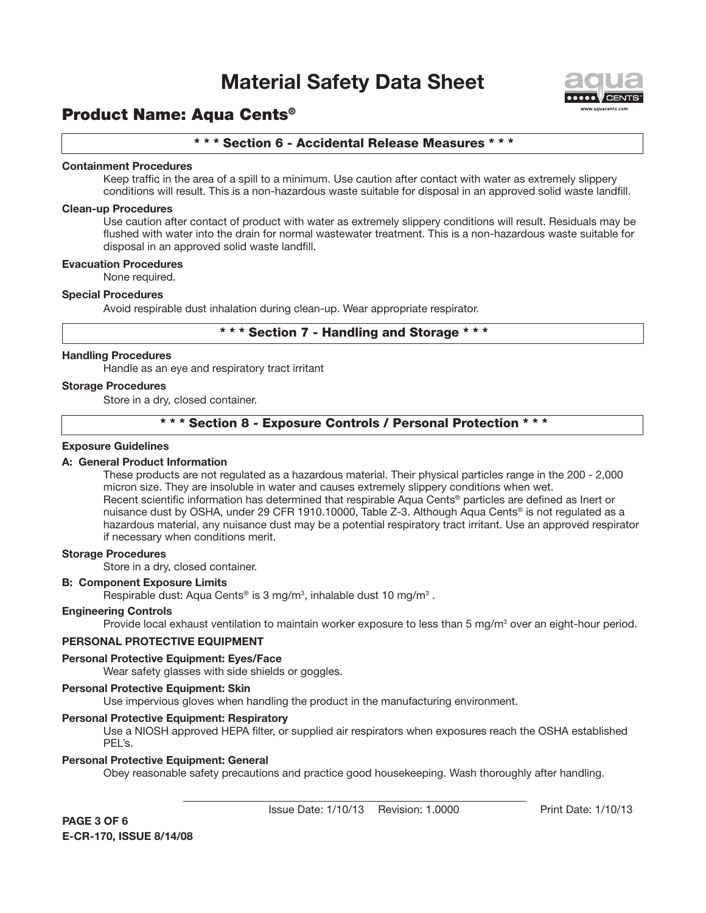# Material Safety Data Sheet

## Product Name: Aqua Cents®

### * * * Section 6 - Accidental Release Measures * * *

**Containment Procedures**

Keep traffic in the area of a spill to a minimum. Use caution after contact with water as extremely slippery conditions will result. This is a non-hazardous waste suitable for disposal in an approved solid waste landfill.

**Clean-up Procedures**

Use caution after contact of product with water as extremely slippery conditions will result. Residuals may be flushed with water into the drain for normal wastewater treatment. This is a non-hazardous waste suitable for disposal in an approved solid waste landfill.

**Evacuation Procedures**

None required.

**Special Procedures**

Avoid respirable dust inhalation during clean-up. Wear appropriate respirator.

### * * * Section 7 - Handling and Storage * * *

**Handling Procedures**

Handle as an eye and respiratory tract irritant

**Storage Procedures**

Store in a dry, closed container.

### * * * Section 8 - Exposure Controls / Personal Protection * * *

**Exposure Guidelines**

**A: General Product Information**

These products are not regulated as a hazardous material. Their physical particles range in the 200 - 2,000 micron size. They are insoluble in water and causes extremely slippery conditions when wet.
Recent scientific information has determined that respirable Aqua Cents® particles are defined as Inert or nuisance dust by OSHA, under 29 CFR 1910.10000, Table Z-3. Although Aqua Cents® is not regulated as a hazardous material, any nuisance dust may be a potential respiratory tract irritant. Use an approved respirator if necessary when conditions merit.

**Storage Procedures**

Store in a dry, closed container.

**B: Component Exposure Limits**

Respirable dust: Aqua Cents® is 3 mg/m³, inhalable dust 10 mg/m³ .

**Engineering Controls**

Provide local exhaust ventilation to maintain worker exposure to less than 5 mg/m³ over an eight-hour period.

**PERSONAL PROTECTIVE EQUIPMENT**

**Personal Protective Equipment: Eyes/Face**

Wear safety glasses with side shields or goggles.

**Personal Protective Equipment: Skin**

Use impervious gloves when handling the product in the manufacturing environment.

**Personal Protective Equipment: Respiratory**

Use a NIOSH approved HEPA filter, or supplied air respirators when exposures reach the OSHA established PEL's.

**Personal Protective Equipment: General**

Obey reasonable safety precautions and practice good housekeeping. Wash thoroughly after handling.

Issue Date: 1/10/13 Revision: 1.0000 Print Date: 1/10/13

E-CR-170, ISSUE 8/14/08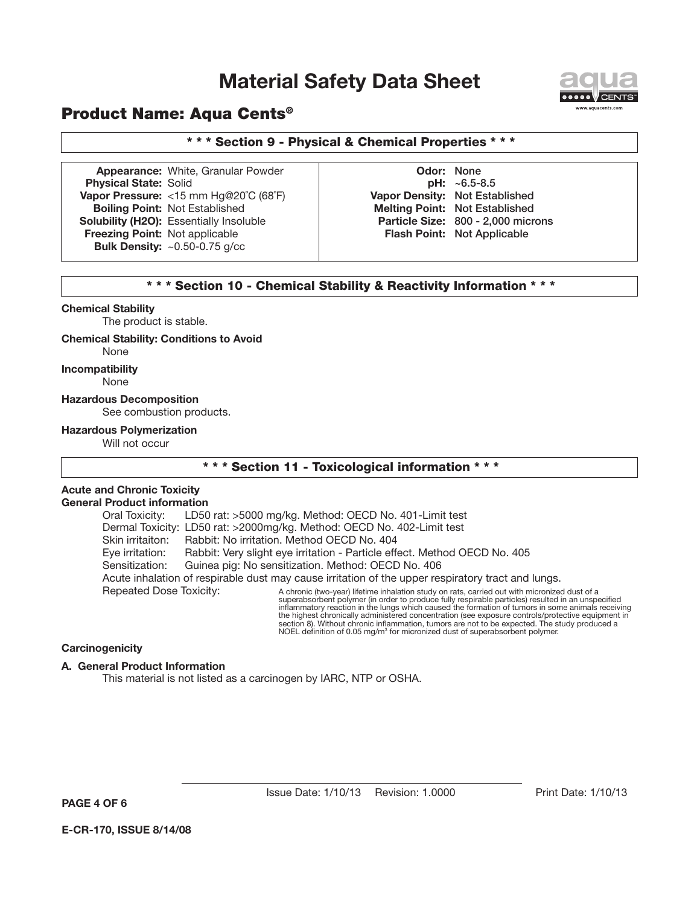# Material Safety Data Sheet

## Product Name: Aqua Cents®

### * * * Section 9 - Physical & Chemical Properties * * *

| | | | |
|---|---|---|---|
| **Appearance:** | White, Granular Powder | **Odor:** | None |
| **Physical State:** | Solid | **pH:** | ~6.5-8.5 |
| **Vapor Pressure:** | <15 mm Hg@20˚C (68˚F) | **Vapor Density:** | Not Established |
| **Boiling Point:** | Not Established | **Melting Point:** | Not Established |
| **Solubility (H2O):** | Essentially Insoluble | **Particle Size:** | 800 - 2,000 microns |
| **Freezing Point:** | Not applicable | **Flash Point:** | Not Applicable |
| **Bulk Density:** | ~0.50-0.75 g/cc | | |

### * * * Section 10 - Chemical Stability & Reactivity Information * * *

**Chemical Stability**

The product is stable.

**Chemical Stability: Conditions to Avoid**

None

**Incompatibility**

None

**Hazardous Decomposition**

See combustion products.

**Hazardous Polymerization**

Will not occur

### * * * Section 11 - Toxicological information * * *

**Acute and Chronic Toxicity**

**General Product information**

Oral Toxicity: LD50 rat: >5000 mg/kg. Method: OECD No. 401-Limit test

Dermal Toxicity: LD50 rat: >2000mg/kg. Method: OECD No. 402-Limit test

Skin irritaiton: Rabbit: No irritation. Method OECD No. 404

Eye irritation: Rabbit: Very slight eye irritation - Particle effect. Method OECD No. 405

Sensitization: Guinea pig: No sensitization. Method: OECD No. 406

Acute inhalation of respirable dust may cause irritation of the upper respiratory tract and lungs.

Repeated Dose Toxicity: A chronic (two-year) lifetime inhalation study on rats, carried out with micronized dust of a superabsorbent polymer (in order to produce fully respirable particles) resulted in an unspecified inflammatory reaction in the lungs which caused the formation of tumors in some animals receiving the highest chronically administered concentration (see exposure controls/protective equipment in section 8). Without chronic inflammation, tumors are not to be expected. The study produced a NOEL definition of 0.05 mg/m³ for micronized dust of superabsorbent polymer.

**Carcinogenicity**

**A. General Product Information**

This material is not listed as a carcinogen by IARC, NTP or OSHA.

Issue Date: 1/10/13 Revision: 1.0000 Print Date: 1/10/13

E-CR-170, ISSUE 8/14/08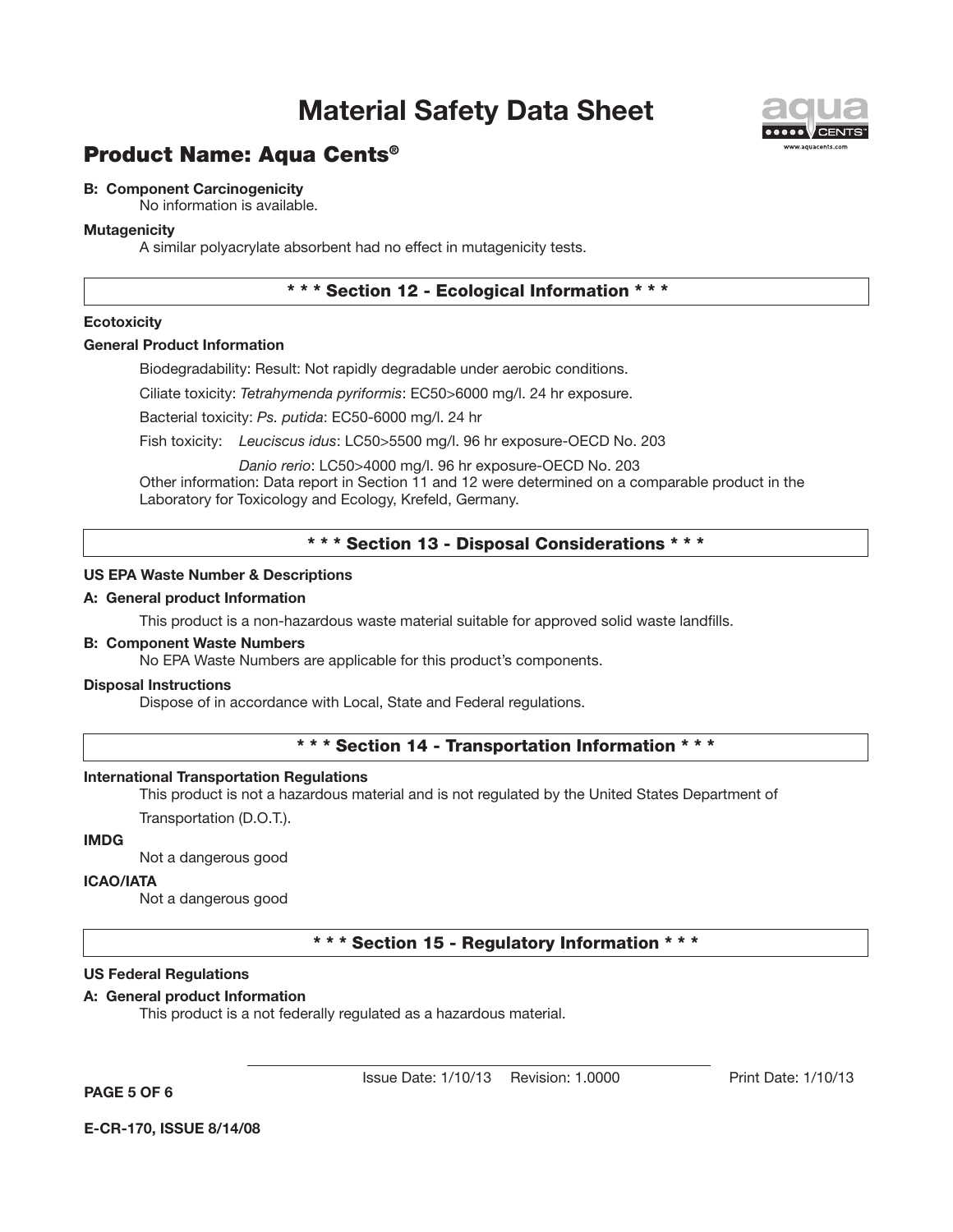## B: Component Carcinogenicity

No information is available.

### Mutagenicity

A similar polyacrylate absorbent had no effect in mutagenicity tests.

## * * * Section 12 - Ecological Information * * *

### Ecotoxicity

### General Product Information

Biodegradability: Result: Not rapidly degradable under aerobic conditions.

Ciliate toxicity: *Tetrahymenda pyriformis*: EC50>6000 mg/l. 24 hr exposure.

Bacterial toxicity: *Ps. putida*: EC50-6000 mg/l. 24 hr

Fish toxicity: *Leuciscus idus*: LC50>5500 mg/l. 96 hr exposure-OECD No. 203

*Danio rerio*: LC50>4000 mg/l. 96 hr exposure-OECD No. 203

Other information: Data report in Section 11 and 12 were determined on a comparable product in the Laboratory for Toxicology and Ecology, Krefeld, Germany.

## * * * Section 13 - Disposal Considerations * * *

### US EPA Waste Number & Descriptions

### A: General product Information

This product is a non-hazardous waste material suitable for approved solid waste landfills.

### B: Component Waste Numbers

No EPA Waste Numbers are applicable for this product's components.

### Disposal Instructions

Dispose of in accordance with Local, State and Federal regulations.

## * * * Section 14 - Transportation Information * * *

### International Transportation Regulations

This product is not a hazardous material and is not regulated by the United States Department of Transportation (D.O.T.).

### IMDG

Not a dangerous good

### ICAO/IATA

Not a dangerous good

## * * * Section 15 - Regulatory Information * * *

### US Federal Regulations

### A: General product Information

This product is a not federally regulated as a hazardous material.

Issue Date: 1/10/13 Revision: 1.0000 Print Date: 1/10/13

E-CR-170, ISSUE 8/14/08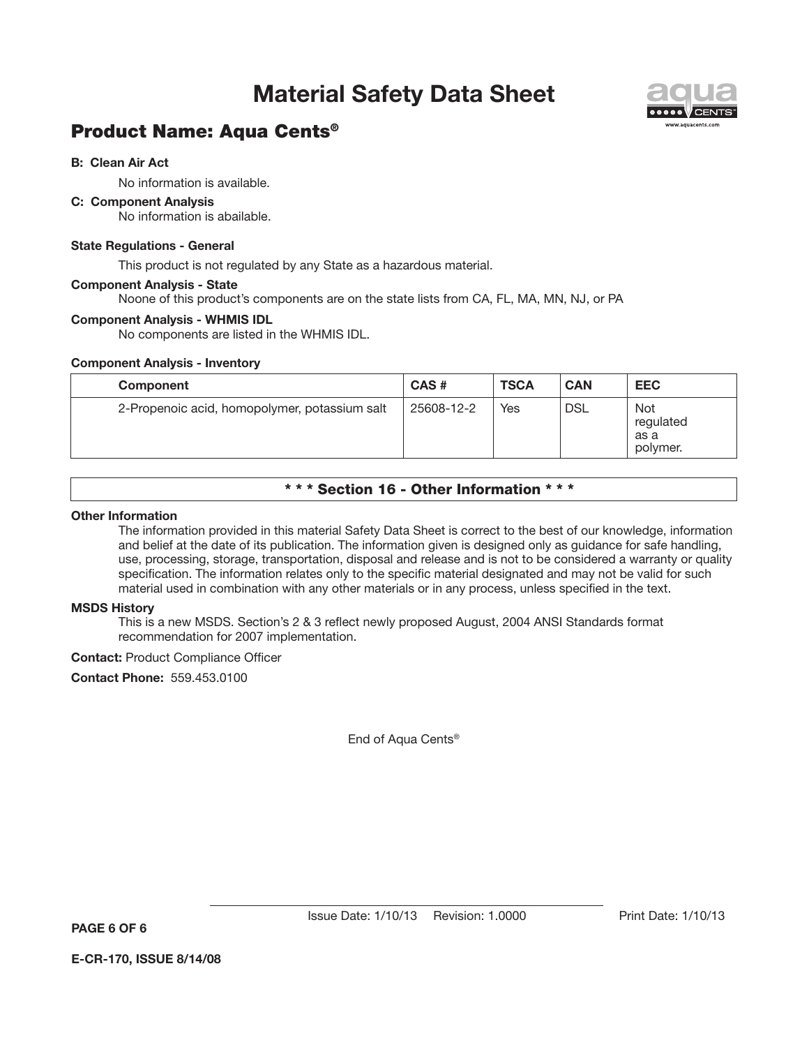# Material Safety Data Sheet

## Product Name: Aqua Cents®

**B: Clean Air Act**

No information is available.

**C: Component Analysis**

No information is abailable.

**State Regulations - General**

This product is not regulated by any State as a hazardous material.

**Component Analysis - State**

Noone of this product's components are on the state lists from CA, FL, MA, MN, NJ, or PA

**Component Analysis - WHMIS IDL**

No components are listed in the WHMIS IDL.

**Component Analysis - Inventory**

| Component | CAS # | TSCA | CAN | EEC |
|---|---|---|---|---|
| 2-Propenoic acid, homopolymer, potassium salt | 25608-12-2 | Yes | DSL | Not regulated as a polymer. |

### * * * Section 16 - Other Information * * *

**Other Information**

The information provided in this material Safety Data Sheet is correct to the best of our knowledge, information and belief at the date of its publication. The information given is designed only as guidance for safe handling, use, processing, storage, transportation, disposal and release and is not to be considered a warranty or quality specification. The information relates only to the specific material designated and may not be valid for such material used in combination with any other materials or in any process, unless specified in the text.

**MSDS History**

This is a new MSDS. Section's 2 & 3 reflect newly proposed August, 2004 ANSI Standards format recommendation for 2007 implementation.

**Contact:** Product Compliance Officer

**Contact Phone:** 559.453.0100

End of Aqua Cents®

Issue Date: 1/10/13 Revision: 1.0000 Print Date: 1/10/13

**E-CR-170, ISSUE 8/14/08**